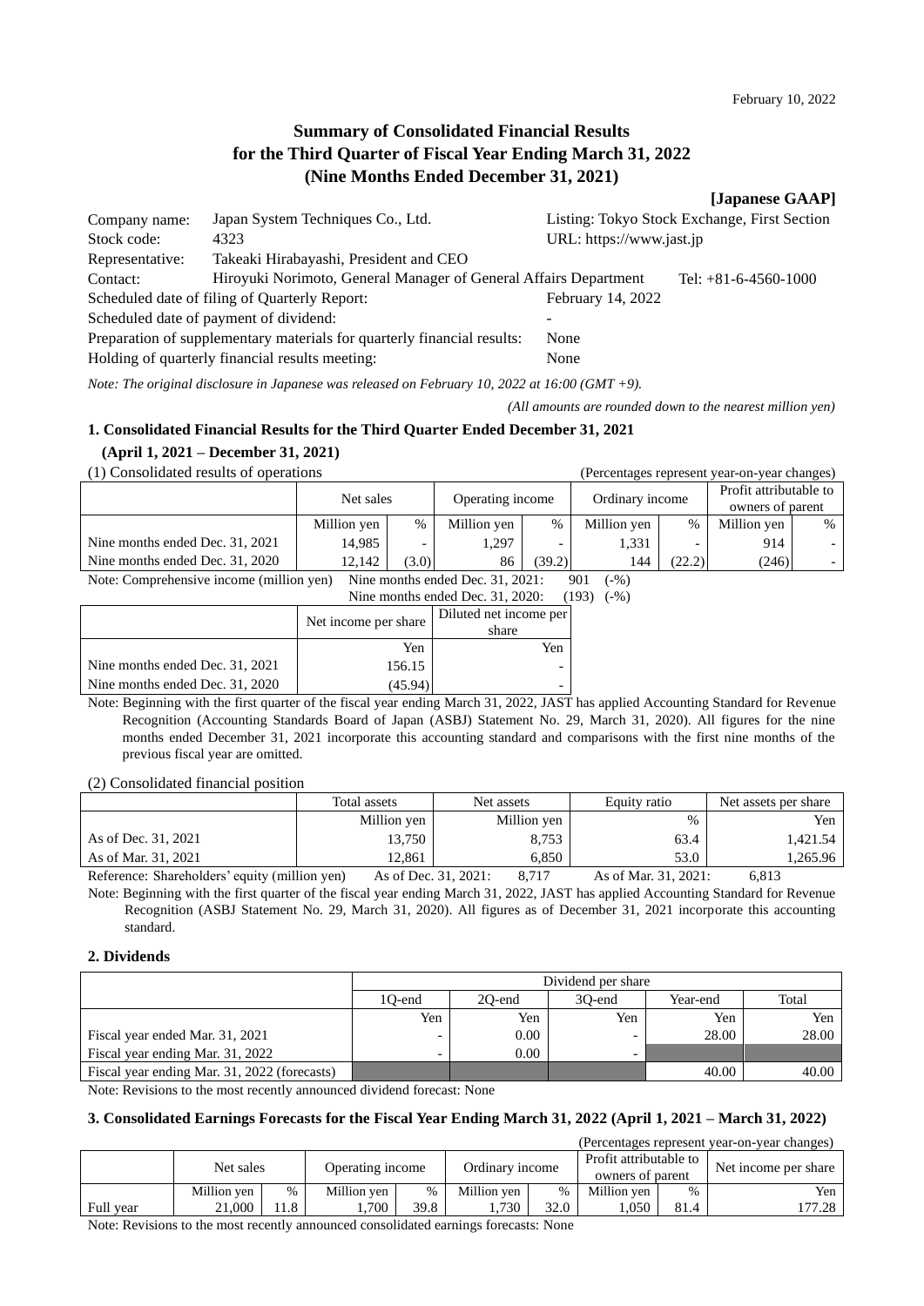February 10, 2022

# Summary of Consolidated Financial Results for the Third Quarter of Fiscal Year Ending March 31, 2022 (Nine Months Ended December 31, 2021)

**[Japanese GAAP]**

| | | |
|---|---|---|
| Company name: | Japan System Techniques Co., Ltd. | Listing: Tokyo Stock Exchange, First Section |
| Stock code: | 4323 | URL: https://www.jast.jp |
| Representative: | Takeaki Hirabayashi, President and CEO | |
| Contact: | Hiroyuki Norimoto, General Manager of General Affairs Department | Tel: +81-6-4560-1000 |

Scheduled date of filing of Quarterly Report: February 14, 2022
Scheduled date of payment of dividend: -
Preparation of supplementary materials for quarterly financial results: None
Holding of quarterly financial results meeting: None

*Note: The original disclosure in Japanese was released on February 10, 2022 at 16:00 (GMT +9).*

*(All amounts are rounded down to the nearest million yen)*

## 1. Consolidated Financial Results for the Third Quarter Ended December 31, 2021 (April 1, 2021 – December 31, 2021)

(1) Consolidated results of operations (Percentages represent year-on-year changes)

| | Net sales | | Operating income | | Ordinary income | | Profit attributable to owners of parent | |
|---|---|---|---|---|---|---|---|---|
| | Million yen | % | Million yen | % | Million yen | % | Million yen | % |
| Nine months ended Dec. 31, 2021 | 14,985 | - | 1,297 | - | 1,331 | - | 914 | - |
| Nine months ended Dec. 31, 2020 | 12,142 | (3.0) | 86 | (39.2) | 144 | (22.2) | (246) | - |

Note: Comprehensive income (million yen) Nine months ended Dec. 31, 2021: 901 (-%)
Nine months ended Dec. 31, 2020: (193) (-%)

| | Net income per share | Diluted net income per share |
|---|---|---|
| | Yen | Yen |
| Nine months ended Dec. 31, 2021 | 156.15 | - |
| Nine months ended Dec. 31, 2020 | (45.94) | - |

Note: Beginning with the first quarter of the fiscal year ending March 31, 2022, JAST has applied Accounting Standard for Revenue Recognition (Accounting Standards Board of Japan (ASBJ) Statement No. 29, March 31, 2020). All figures for the nine months ended December 31, 2021 incorporate this accounting standard and comparisons with the first nine months of the previous fiscal year are omitted.

(2) Consolidated financial position

| | Total assets | Net assets | Equity ratio | Net assets per share |
|---|---|---|---|---|
| | Million yen | Million yen | % | Yen |
| As of Dec. 31, 2021 | 13,750 | 8,753 | 63.4 | 1,421.54 |
| As of Mar. 31, 2021 | 12,861 | 6,850 | 53.0 | 1,265.96 |

Reference: Shareholders' equity (million yen) As of Dec. 31, 2021: 8,717 As of Mar. 31, 2021: 6,813

Note: Beginning with the first quarter of the fiscal year ending March 31, 2022, JAST has applied Accounting Standard for Revenue Recognition (ASBJ Statement No. 29, March 31, 2020). All figures as of December 31, 2021 incorporate this accounting standard.

## 2. Dividends

| | Dividend per share | | | | |
|---|---|---|---|---|---|
| | 1Q-end | 2Q-end | 3Q-end | Year-end | Total |
| | Yen | Yen | Yen | Yen | Yen |
| Fiscal year ended Mar. 31, 2021 | - | 0.00 | - | 28.00 | 28.00 |
| Fiscal year ending Mar. 31, 2022 | - | 0.00 | - | | |
| Fiscal year ending Mar. 31, 2022 (forecasts) | | | | 40.00 | 40.00 |

Note: Revisions to the most recently announced dividend forecast: None

## 3. Consolidated Earnings Forecasts for the Fiscal Year Ending March 31, 2022 (April 1, 2021 – March 31, 2022)

(Percentages represent year-on-year changes)

| | Net sales | | Operating income | | Ordinary income | | Profit attributable to owners of parent | | Net income per share |
|---|---|---|---|---|---|---|---|---|---|
| | Million yen | % | Million yen | % | Million yen | % | Million yen | % | Yen |
| Full year | 21,000 | 11.8 | 1,700 | 39.8 | 1,730 | 32.0 | 1,050 | 81.4 | 177.28 |

Note: Revisions to the most recently announced consolidated earnings forecasts: None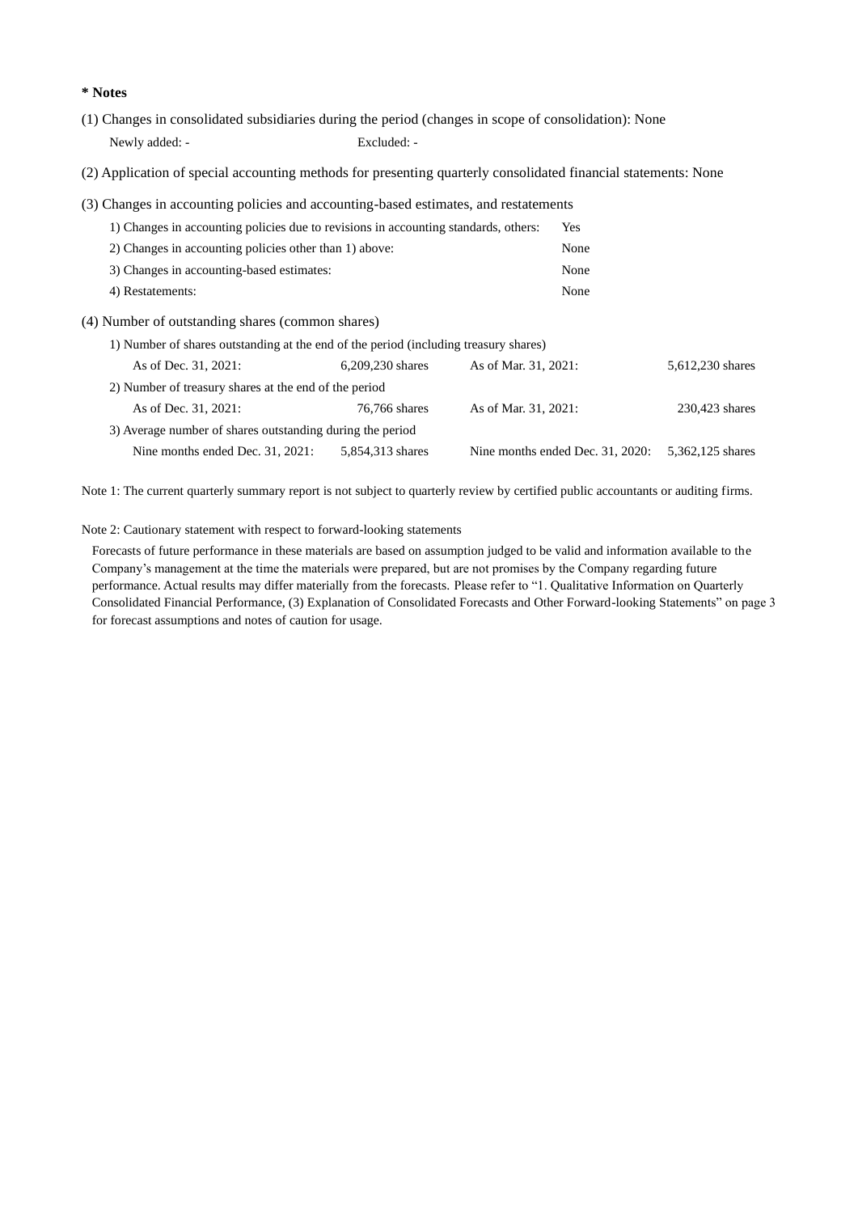**\* Notes**

(1) Changes in consolidated subsidiaries during the period (changes in scope of consolidation): None

Newly added: - Excluded: -

(2) Application of special accounting methods for presenting quarterly consolidated financial statements: None

(3) Changes in accounting policies and accounting-based estimates, and restatements

| | |
|---|---|
| 1) Changes in accounting policies due to revisions in accounting standards, others: | Yes |
| 2) Changes in accounting policies other than 1) above: | None |
| 3) Changes in accounting-based estimates: | None |
| 4) Restatements: | None |

(4) Number of outstanding shares (common shares)

| | | | |
|---|---|---|---|
| 1) Number of shares outstanding at the end of the period (including treasury shares) | | | |
| As of Dec. 31, 2021: | 6,209,230 shares | As of Mar. 31, 2021: | 5,612,230 shares |
| 2) Number of treasury shares at the end of the period | | | |
| As of Dec. 31, 2021: | 76,766 shares | As of Mar. 31, 2021: | 230,423 shares |
| 3) Average number of shares outstanding during the period | | | |
| Nine months ended Dec. 31, 2021: | 5,854,313 shares | Nine months ended Dec. 31, 2020: | 5,362,125 shares |

Note 1: The current quarterly summary report is not subject to quarterly review by certified public accountants or auditing firms.

Note 2: Cautionary statement with respect to forward-looking statements

Forecasts of future performance in these materials are based on assumption judged to be valid and information available to the Company's management at the time the materials were prepared, but are not promises by the Company regarding future performance. Actual results may differ materially from the forecasts. Please refer to "1. Qualitative Information on Quarterly Consolidated Financial Performance, (3) Explanation of Consolidated Forecasts and Other Forward-looking Statements" on page 3 for forecast assumptions and notes of caution for usage.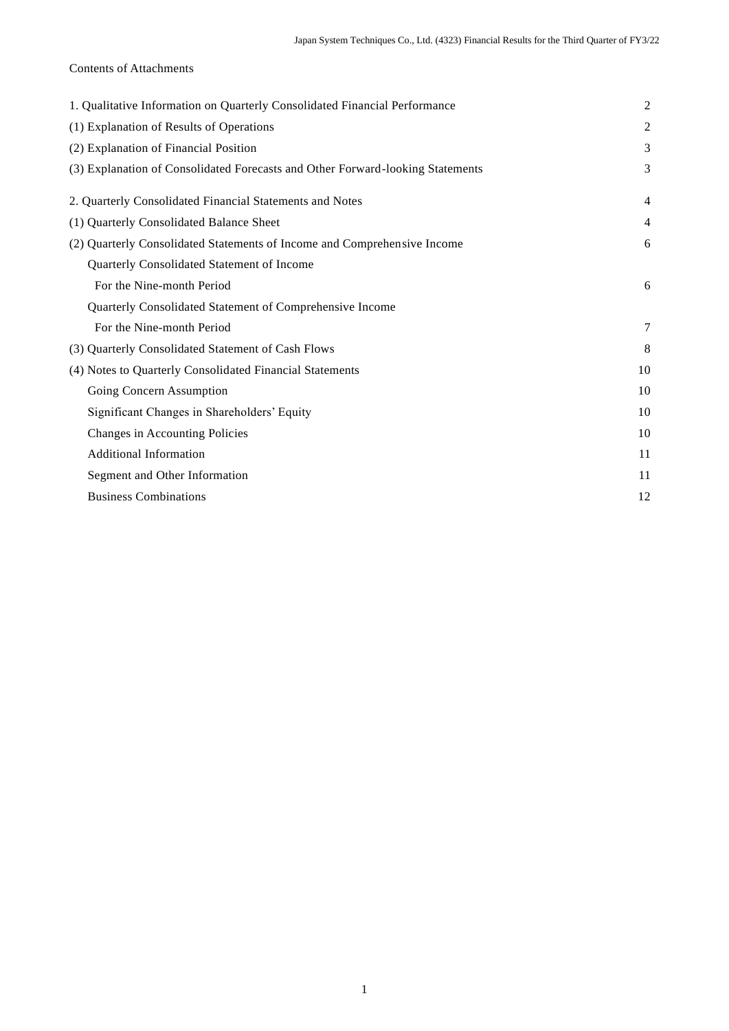Contents of Attachments

| | |
|---|---|
| 1. Qualitative Information on Quarterly Consolidated Financial Performance | 2 |
| (1) Explanation of Results of Operations | 2 |
| (2) Explanation of Financial Position | 3 |
| (3) Explanation of Consolidated Forecasts and Other Forward-looking Statements | 3 |
| 2. Quarterly Consolidated Financial Statements and Notes | 4 |
| (1) Quarterly Consolidated Balance Sheet | 4 |
| (2) Quarterly Consolidated Statements of Income and Comprehensive Income | 6 |
| Quarterly Consolidated Statement of Income | |
| For the Nine-month Period | 6 |
| Quarterly Consolidated Statement of Comprehensive Income | |
| For the Nine-month Period | 7 |
| (3) Quarterly Consolidated Statement of Cash Flows | 8 |
| (4) Notes to Quarterly Consolidated Financial Statements | 10 |
| Going Concern Assumption | 10 |
| Significant Changes in Shareholders' Equity | 10 |
| Changes in Accounting Policies | 10 |
| Additional Information | 11 |
| Segment and Other Information | 11 |
| Business Combinations | 12 |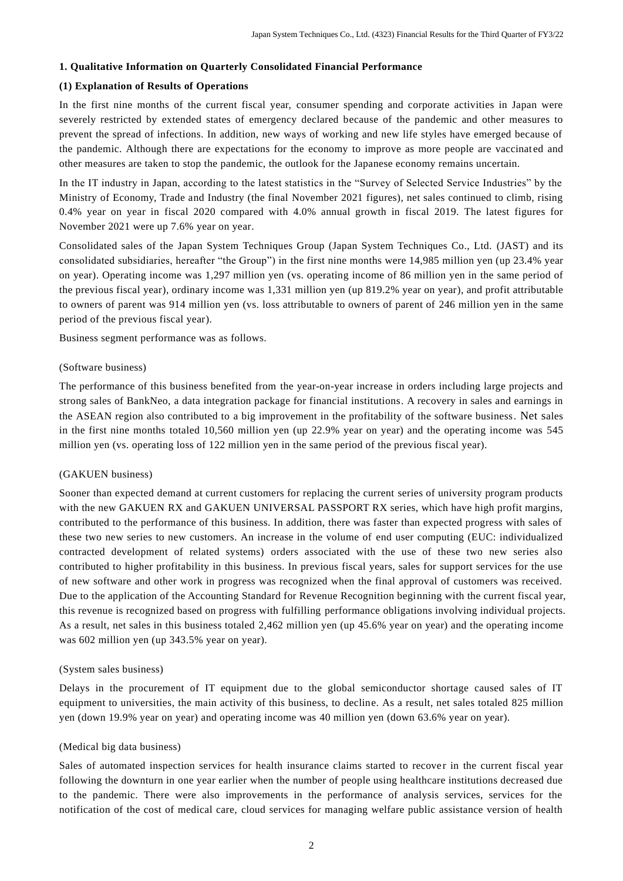## 1. Qualitative Information on Quarterly Consolidated Financial Performance

### (1) Explanation of Results of Operations

In the first nine months of the current fiscal year, consumer spending and corporate activities in Japan were severely restricted by extended states of emergency declared because of the pandemic and other measures to prevent the spread of infections. In addition, new ways of working and new life styles have emerged because of the pandemic. Although there are expectations for the economy to improve as more people are vaccinated and other measures are taken to stop the pandemic, the outlook for the Japanese economy remains uncertain.

In the IT industry in Japan, according to the latest statistics in the "Survey of Selected Service Industries" by the Ministry of Economy, Trade and Industry (the final November 2021 figures), net sales continued to climb, rising 0.4% year on year in fiscal 2020 compared with 4.0% annual growth in fiscal 2019. The latest figures for November 2021 were up 7.6% year on year.

Consolidated sales of the Japan System Techniques Group (Japan System Techniques Co., Ltd. (JAST) and its consolidated subsidiaries, hereafter "the Group") in the first nine months were 14,985 million yen (up 23.4% year on year). Operating income was 1,297 million yen (vs. operating income of 86 million yen in the same period of the previous fiscal year), ordinary income was 1,331 million yen (up 819.2% year on year), and profit attributable to owners of parent was 914 million yen (vs. loss attributable to owners of parent of 246 million yen in the same period of the previous fiscal year).

Business segment performance was as follows.

(Software business)

The performance of this business benefited from the year-on-year increase in orders including large projects and strong sales of BankNeo, a data integration package for financial institutions. A recovery in sales and earnings in the ASEAN region also contributed to a big improvement in the profitability of the software business. Net sales in the first nine months totaled 10,560 million yen (up 22.9% year on year) and the operating income was 545 million yen (vs. operating loss of 122 million yen in the same period of the previous fiscal year).

(GAKUEN business)

Sooner than expected demand at current customers for replacing the current series of university program products with the new GAKUEN RX and GAKUEN UNIVERSAL PASSPORT RX series, which have high profit margins, contributed to the performance of this business. In addition, there was faster than expected progress with sales of these two new series to new customers. An increase in the volume of end user computing (EUC: individualized contracted development of related systems) orders associated with the use of these two new series also contributed to higher profitability in this business. In previous fiscal years, sales for support services for the use of new software and other work in progress was recognized when the final approval of customers was received. Due to the application of the Accounting Standard for Revenue Recognition beginning with the current fiscal year, this revenue is recognized based on progress with fulfilling performance obligations involving individual projects. As a result, net sales in this business totaled 2,462 million yen (up 45.6% year on year) and the operating income was 602 million yen (up 343.5% year on year).

(System sales business)

Delays in the procurement of IT equipment due to the global semiconductor shortage caused sales of IT equipment to universities, the main activity of this business, to decline. As a result, net sales totaled 825 million yen (down 19.9% year on year) and operating income was 40 million yen (down 63.6% year on year).

(Medical big data business)

Sales of automated inspection services for health insurance claims started to recover in the current fiscal year following the downturn in one year earlier when the number of people using healthcare institutions decreased due to the pandemic. There were also improvements in the performance of analysis services, services for the notification of the cost of medical care, cloud services for managing welfare public assistance version of health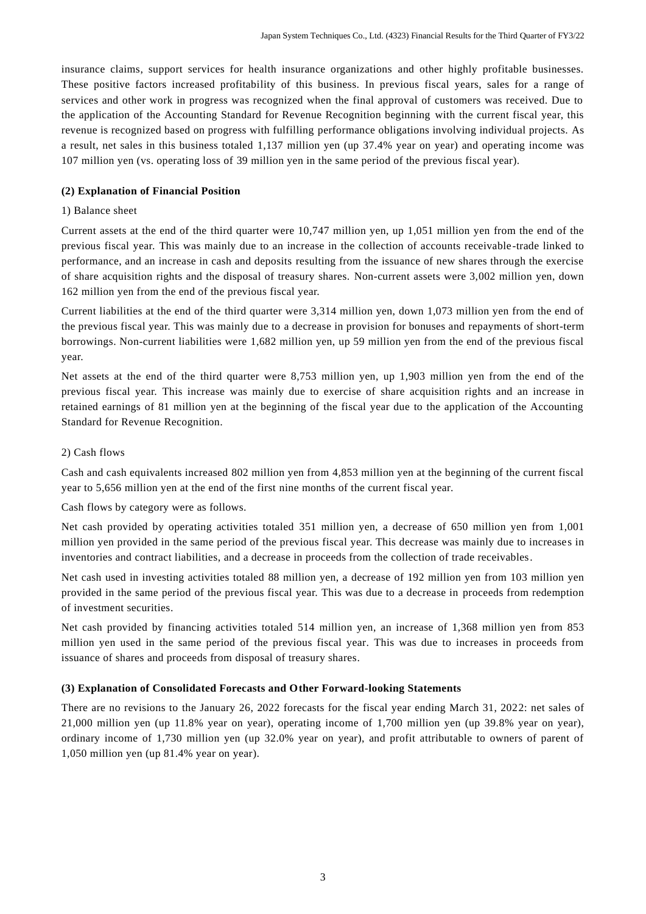insurance claims, support services for health insurance organizations and other highly profitable businesses. These positive factors increased profitability of this business. In previous fiscal years, sales for a range of services and other work in progress was recognized when the final approval of customers was received. Due to the application of the Accounting Standard for Revenue Recognition beginning with the current fiscal year, this revenue is recognized based on progress with fulfilling performance obligations involving individual projects. As a result, net sales in this business totaled 1,137 million yen (up 37.4% year on year) and operating income was 107 million yen (vs. operating loss of 39 million yen in the same period of the previous fiscal year).

**(2) Explanation of Financial Position**

1) Balance sheet

Current assets at the end of the third quarter were 10,747 million yen, up 1,051 million yen from the end of the previous fiscal year. This was mainly due to an increase in the collection of accounts receivable-trade linked to performance, and an increase in cash and deposits resulting from the issuance of new shares through the exercise of share acquisition rights and the disposal of treasury shares. Non-current assets were 3,002 million yen, down 162 million yen from the end of the previous fiscal year.

Current liabilities at the end of the third quarter were 3,314 million yen, down 1,073 million yen from the end of the previous fiscal year. This was mainly due to a decrease in provision for bonuses and repayments of short-term borrowings. Non-current liabilities were 1,682 million yen, up 59 million yen from the end of the previous fiscal year.

Net assets at the end of the third quarter were 8,753 million yen, up 1,903 million yen from the end of the previous fiscal year. This increase was mainly due to exercise of share acquisition rights and an increase in retained earnings of 81 million yen at the beginning of the fiscal year due to the application of the Accounting Standard for Revenue Recognition.

2) Cash flows

Cash and cash equivalents increased 802 million yen from 4,853 million yen at the beginning of the current fiscal year to 5,656 million yen at the end of the first nine months of the current fiscal year.

Cash flows by category were as follows.

Net cash provided by operating activities totaled 351 million yen, a decrease of 650 million yen from 1,001 million yen provided in the same period of the previous fiscal year. This decrease was mainly due to increases in inventories and contract liabilities, and a decrease in proceeds from the collection of trade receivables.

Net cash used in investing activities totaled 88 million yen, a decrease of 192 million yen from 103 million yen provided in the same period of the previous fiscal year. This was due to a decrease in proceeds from redemption of investment securities.

Net cash provided by financing activities totaled 514 million yen, an increase of 1,368 million yen from 853 million yen used in the same period of the previous fiscal year. This was due to increases in proceeds from issuance of shares and proceeds from disposal of treasury shares.

**(3) Explanation of Consolidated Forecasts and Other Forward-looking Statements**

There are no revisions to the January 26, 2022 forecasts for the fiscal year ending March 31, 2022: net sales of 21,000 million yen (up 11.8% year on year), operating income of 1,700 million yen (up 39.8% year on year), ordinary income of 1,730 million yen (up 32.0% year on year), and profit attributable to owners of parent of 1,050 million yen (up 81.4% year on year).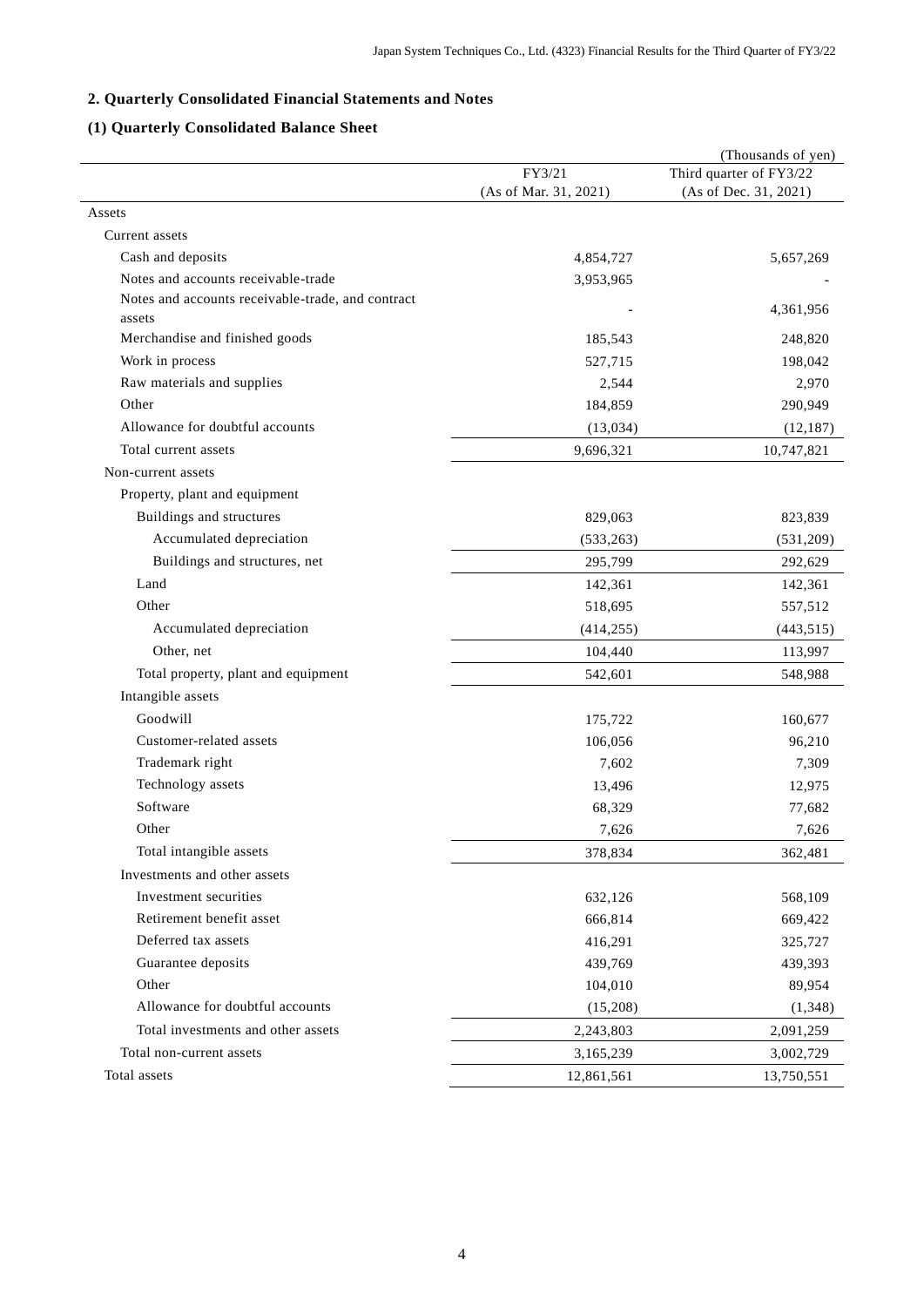## 2. Quarterly Consolidated Financial Statements and Notes

### (1) Quarterly Consolidated Balance Sheet

(Thousands of yen)

| | FY3/21 (As of Mar. 31, 2021) | Third quarter of FY3/22 (As of Dec. 31, 2021) |
|---|---|---|
| Assets | | |
| Current assets | | |
| Cash and deposits | 4,854,727 | 5,657,269 |
| Notes and accounts receivable-trade | 3,953,965 | - |
| Notes and accounts receivable-trade, and contract assets | - | 4,361,956 |
| Merchandise and finished goods | 185,543 | 248,820 |
| Work in process | 527,715 | 198,042 |
| Raw materials and supplies | 2,544 | 2,970 |
| Other | 184,859 | 290,949 |
| Allowance for doubtful accounts | (13,034) | (12,187) |
| Total current assets | 9,696,321 | 10,747,821 |
| Non-current assets | | |
| Property, plant and equipment | | |
| Buildings and structures | 829,063 | 823,839 |
| Accumulated depreciation | (533,263) | (531,209) |
| Buildings and structures, net | 295,799 | 292,629 |
| Land | 142,361 | 142,361 |
| Other | 518,695 | 557,512 |
| Accumulated depreciation | (414,255) | (443,515) |
| Other, net | 104,440 | 113,997 |
| Total property, plant and equipment | 542,601 | 548,988 |
| Intangible assets | | |
| Goodwill | 175,722 | 160,677 |
| Customer-related assets | 106,056 | 96,210 |
| Trademark right | 7,602 | 7,309 |
| Technology assets | 13,496 | 12,975 |
| Software | 68,329 | 77,682 |
| Other | 7,626 | 7,626 |
| Total intangible assets | 378,834 | 362,481 |
| Investments and other assets | | |
| Investment securities | 632,126 | 568,109 |
| Retirement benefit asset | 666,814 | 669,422 |
| Deferred tax assets | 416,291 | 325,727 |
| Guarantee deposits | 439,769 | 439,393 |
| Other | 104,010 | 89,954 |
| Allowance for doubtful accounts | (15,208) | (1,348) |
| Total investments and other assets | 2,243,803 | 2,091,259 |
| Total non-current assets | 3,165,239 | 3,002,729 |
| Total assets | 12,861,561 | 13,750,551 |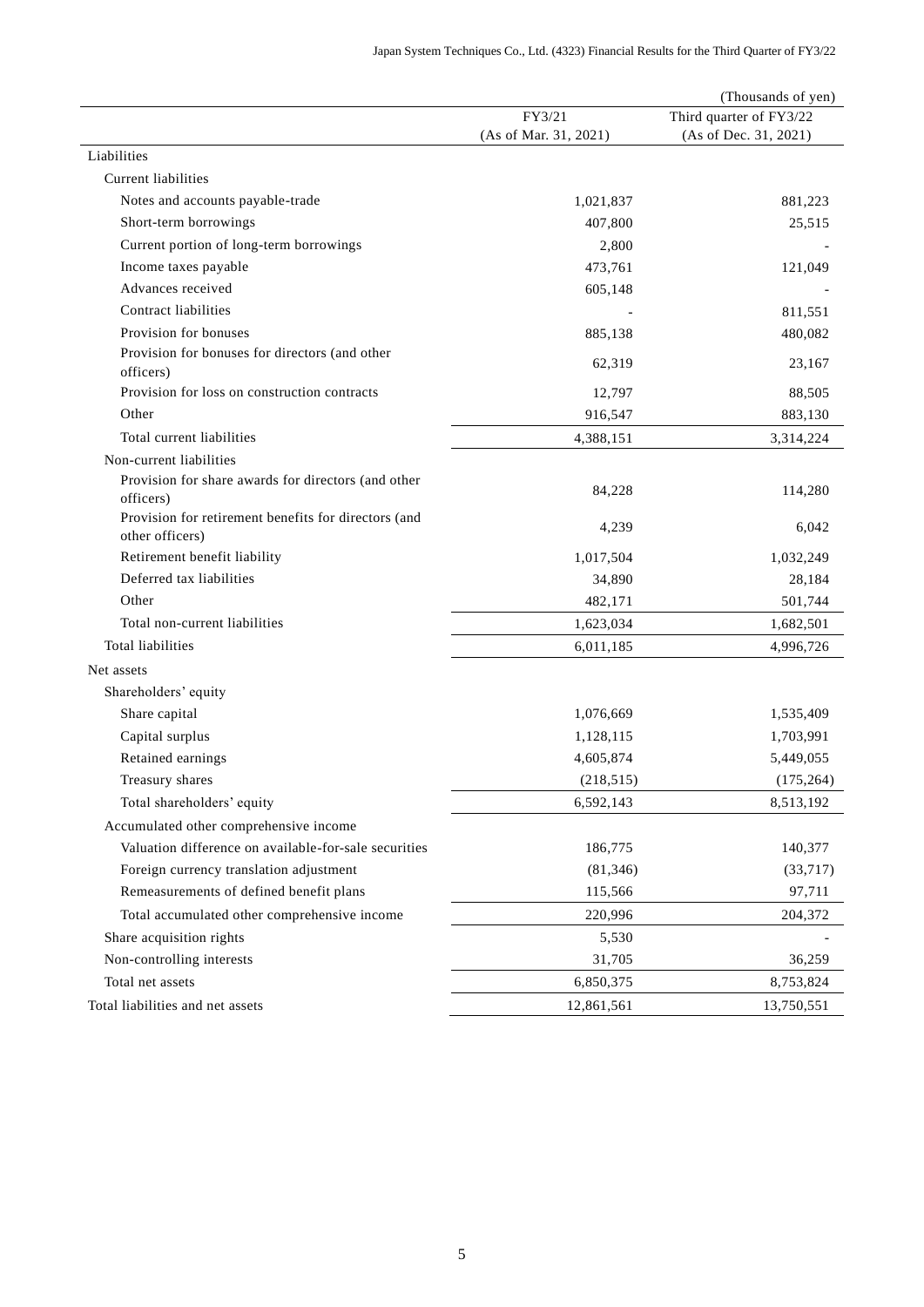(Thousands of yen)

| | FY3/21 (As of Mar. 31, 2021) | Third quarter of FY3/22 (As of Dec. 31, 2021) |
|---|---|---|
| Liabilities | | |
| Current liabilities | | |
| Notes and accounts payable-trade | 1,021,837 | 881,223 |
| Short-term borrowings | 407,800 | 25,515 |
| Current portion of long-term borrowings | 2,800 | - |
| Income taxes payable | 473,761 | 121,049 |
| Advances received | 605,148 | - |
| Contract liabilities | - | 811,551 |
| Provision for bonuses | 885,138 | 480,082 |
| Provision for bonuses for directors (and other officers) | 62,319 | 23,167 |
| Provision for loss on construction contracts | 12,797 | 88,505 |
| Other | 916,547 | 883,130 |
| Total current liabilities | 4,388,151 | 3,314,224 |
| Non-current liabilities | | |
| Provision for share awards for directors (and other officers) | 84,228 | 114,280 |
| Provision for retirement benefits for directors (and other officers) | 4,239 | 6,042 |
| Retirement benefit liability | 1,017,504 | 1,032,249 |
| Deferred tax liabilities | 34,890 | 28,184 |
| Other | 482,171 | 501,744 |
| Total non-current liabilities | 1,623,034 | 1,682,501 |
| Total liabilities | 6,011,185 | 4,996,726 |
| Net assets | | |
| Shareholders' equity | | |
| Share capital | 1,076,669 | 1,535,409 |
| Capital surplus | 1,128,115 | 1,703,991 |
| Retained earnings | 4,605,874 | 5,449,055 |
| Treasury shares | (218,515) | (175,264) |
| Total shareholders' equity | 6,592,143 | 8,513,192 |
| Accumulated other comprehensive income | | |
| Valuation difference on available-for-sale securities | 186,775 | 140,377 |
| Foreign currency translation adjustment | (81,346) | (33,717) |
| Remeasurements of defined benefit plans | 115,566 | 97,711 |
| Total accumulated other comprehensive income | 220,996 | 204,372 |
| Share acquisition rights | 5,530 | - |
| Non-controlling interests | 31,705 | 36,259 |
| Total net assets | 6,850,375 | 8,753,824 |
| Total liabilities and net assets | 12,861,561 | 13,750,551 |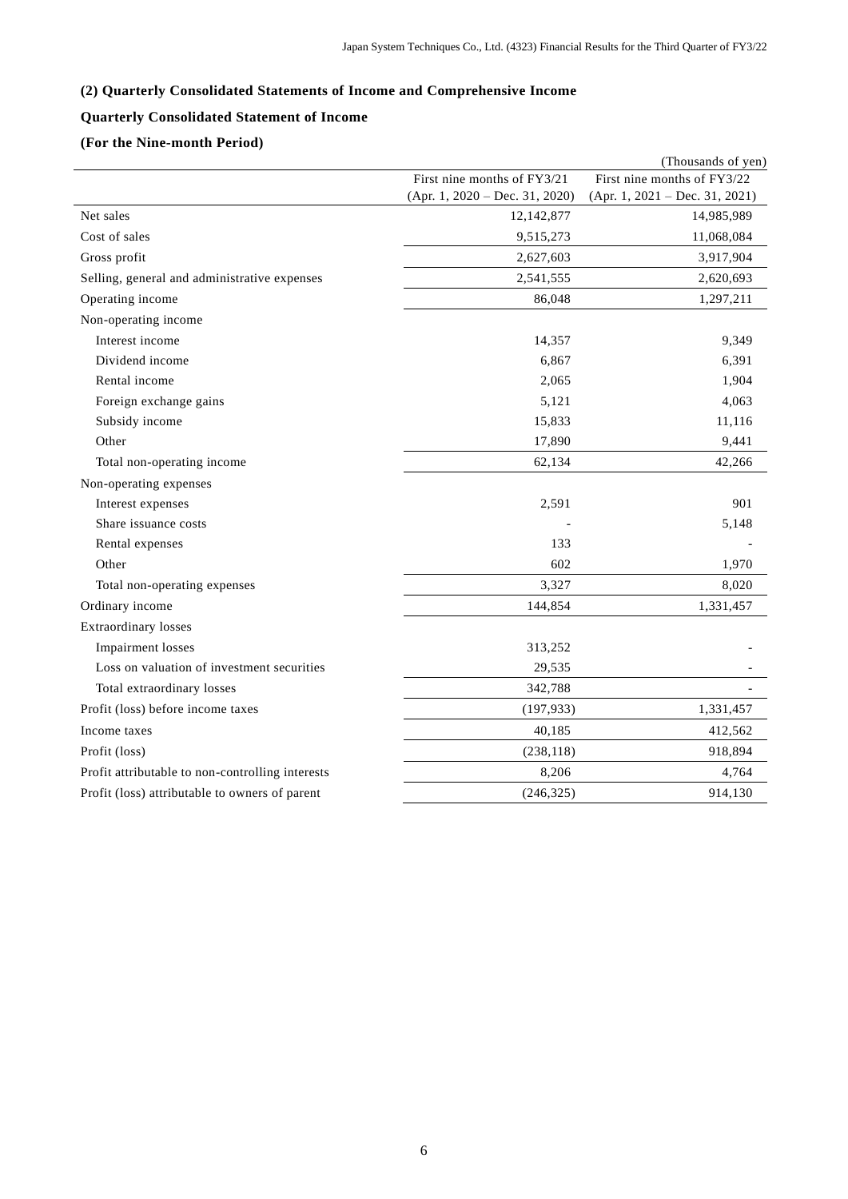### (2) Quarterly Consolidated Statements of Income and Comprehensive Income

### Quarterly Consolidated Statement of Income

### (For the Nine-month Period)

(Thousands of yen)

| | First nine months of FY3/21 (Apr. 1, 2020 – Dec. 31, 2020) | First nine months of FY3/22 (Apr. 1, 2021 – Dec. 31, 2021) |
|---|---|---|
| Net sales | 12,142,877 | 14,985,989 |
| Cost of sales | 9,515,273 | 11,068,084 |
| Gross profit | 2,627,603 | 3,917,904 |
| Selling, general and administrative expenses | 2,541,555 | 2,620,693 |
| Operating income | 86,048 | 1,297,211 |
| Non-operating income | | |
| Interest income | 14,357 | 9,349 |
| Dividend income | 6,867 | 6,391 |
| Rental income | 2,065 | 1,904 |
| Foreign exchange gains | 5,121 | 4,063 |
| Subsidy income | 15,833 | 11,116 |
| Other | 17,890 | 9,441 |
| Total non-operating income | 62,134 | 42,266 |
| Non-operating expenses | | |
| Interest expenses | 2,591 | 901 |
| Share issuance costs | - | 5,148 |
| Rental expenses | 133 | - |
| Other | 602 | 1,970 |
| Total non-operating expenses | 3,327 | 8,020 |
| Ordinary income | 144,854 | 1,331,457 |
| Extraordinary losses | | |
| Impairment losses | 313,252 | - |
| Loss on valuation of investment securities | 29,535 | - |
| Total extraordinary losses | 342,788 | - |
| Profit (loss) before income taxes | (197,933) | 1,331,457 |
| Income taxes | 40,185 | 412,562 |
| Profit (loss) | (238,118) | 918,894 |
| Profit attributable to non-controlling interests | 8,206 | 4,764 |
| Profit (loss) attributable to owners of parent | (246,325) | 914,130 |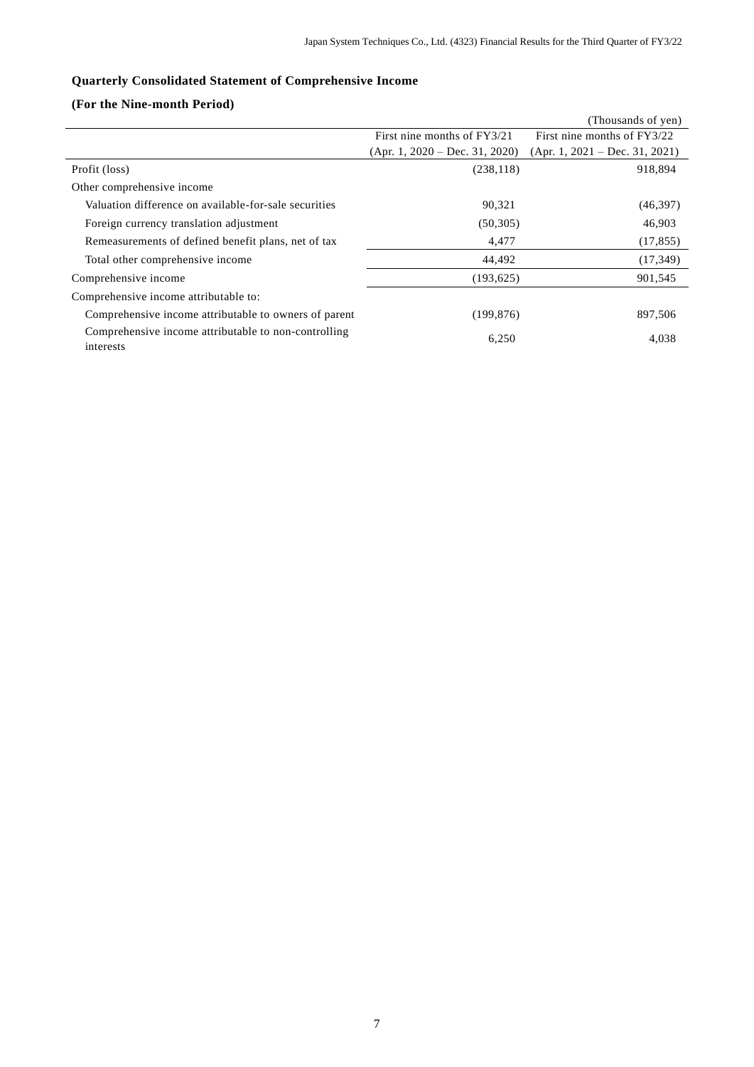### Quarterly Consolidated Statement of Comprehensive Income

### (For the Nine-month Period)

(Thousands of yen)

| | First nine months of FY3/21<br>(Apr. 1, 2020 – Dec. 31, 2020) | First nine months of FY3/22<br>(Apr. 1, 2021 – Dec. 31, 2021) |
|---|---|---|
| Profit (loss) | (238,118) | 918,894 |
| Other comprehensive income | | |
| Valuation difference on available-for-sale securities | 90,321 | (46,397) |
| Foreign currency translation adjustment | (50,305) | 46,903 |
| Remeasurements of defined benefit plans, net of tax | 4,477 | (17,855) |
| Total other comprehensive income | 44,492 | (17,349) |
| Comprehensive income | (193,625) | 901,545 |
| Comprehensive income attributable to: | | |
| Comprehensive income attributable to owners of parent | (199,876) | 897,506 |
| Comprehensive income attributable to non-controlling interests | 6,250 | 4,038 |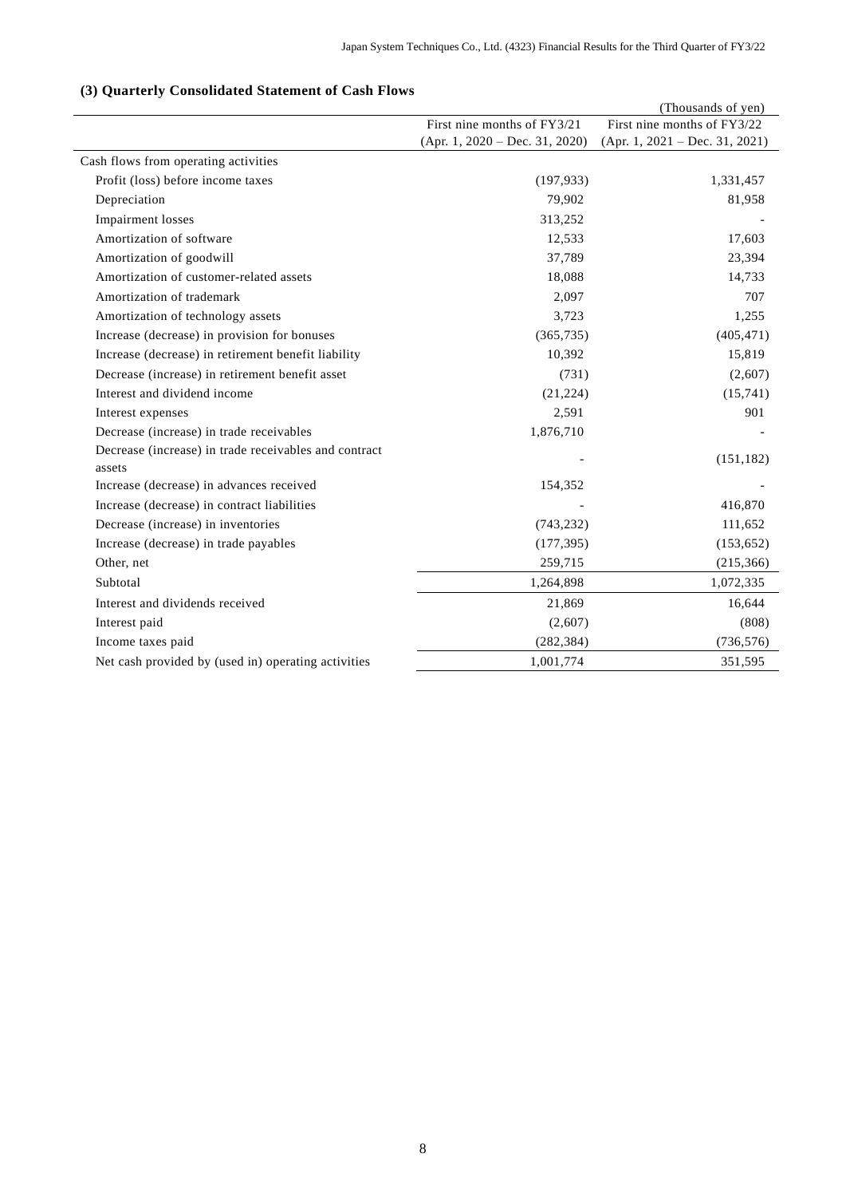### (3) Quarterly Consolidated Statement of Cash Flows

(Thousands of yen)

| | First nine months of FY3/21 (Apr. 1, 2020 – Dec. 31, 2020) | First nine months of FY3/22 (Apr. 1, 2021 – Dec. 31, 2021) |
|---|---|---|
| Cash flows from operating activities | | |
| Profit (loss) before income taxes | (197,933) | 1,331,457 |
| Depreciation | 79,902 | 81,958 |
| Impairment losses | 313,252 | - |
| Amortization of software | 12,533 | 17,603 |
| Amortization of goodwill | 37,789 | 23,394 |
| Amortization of customer-related assets | 18,088 | 14,733 |
| Amortization of trademark | 2,097 | 707 |
| Amortization of technology assets | 3,723 | 1,255 |
| Increase (decrease) in provision for bonuses | (365,735) | (405,471) |
| Increase (decrease) in retirement benefit liability | 10,392 | 15,819 |
| Decrease (increase) in retirement benefit asset | (731) | (2,607) |
| Interest and dividend income | (21,224) | (15,741) |
| Interest expenses | 2,591 | 901 |
| Decrease (increase) in trade receivables | 1,876,710 | - |
| Decrease (increase) in trade receivables and contract assets | - | (151,182) |
| Increase (decrease) in advances received | 154,352 | - |
| Increase (decrease) in contract liabilities | - | 416,870 |
| Decrease (increase) in inventories | (743,232) | 111,652 |
| Increase (decrease) in trade payables | (177,395) | (153,652) |
| Other, net | 259,715 | (215,366) |
| Subtotal | 1,264,898 | 1,072,335 |
| Interest and dividends received | 21,869 | 16,644 |
| Interest paid | (2,607) | (808) |
| Income taxes paid | (282,384) | (736,576) |
| Net cash provided by (used in) operating activities | 1,001,774 | 351,595 |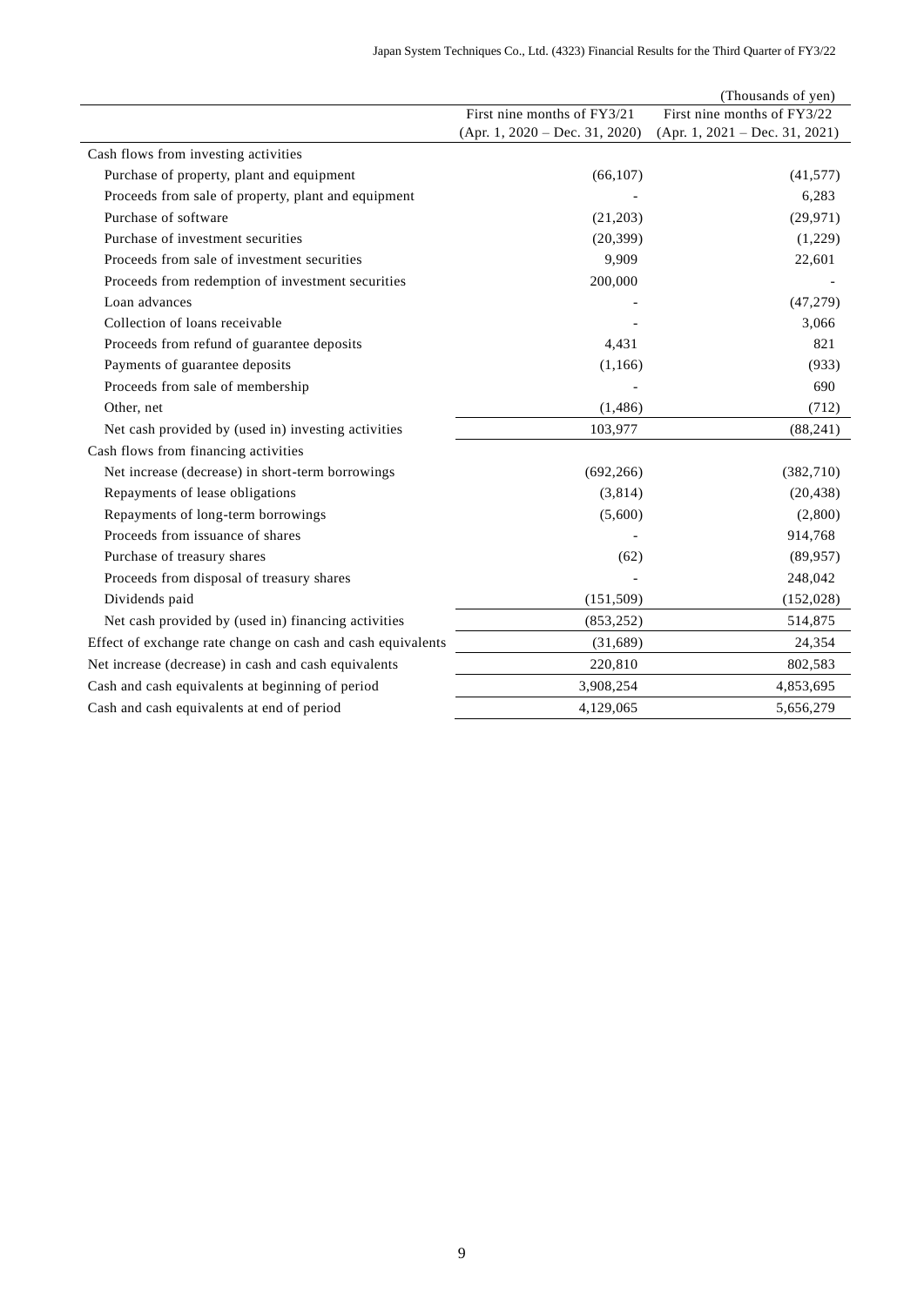(Thousands of yen)

| | First nine months of FY3/21<br>(Apr. 1, 2020 – Dec. 31, 2020) | First nine months of FY3/22<br>(Apr. 1, 2021 – Dec. 31, 2021) |
|---|---|---|
| Cash flows from investing activities | | |
| Purchase of property, plant and equipment | (66,107) | (41,577) |
| Proceeds from sale of property, plant and equipment | - | 6,283 |
| Purchase of software | (21,203) | (29,971) |
| Purchase of investment securities | (20,399) | (1,229) |
| Proceeds from sale of investment securities | 9,909 | 22,601 |
| Proceeds from redemption of investment securities | 200,000 | - |
| Loan advances | - | (47,279) |
| Collection of loans receivable | - | 3,066 |
| Proceeds from refund of guarantee deposits | 4,431 | 821 |
| Payments of guarantee deposits | (1,166) | (933) |
| Proceeds from sale of membership | - | 690 |
| Other, net | (1,486) | (712) |
| Net cash provided by (used in) investing activities | 103,977 | (88,241) |
| Cash flows from financing activities | | |
| Net increase (decrease) in short-term borrowings | (692,266) | (382,710) |
| Repayments of lease obligations | (3,814) | (20,438) |
| Repayments of long-term borrowings | (5,600) | (2,800) |
| Proceeds from issuance of shares | - | 914,768 |
| Purchase of treasury shares | (62) | (89,957) |
| Proceeds from disposal of treasury shares | - | 248,042 |
| Dividends paid | (151,509) | (152,028) |
| Net cash provided by (used in) financing activities | (853,252) | 514,875 |
| Effect of exchange rate change on cash and cash equivalents | (31,689) | 24,354 |
| Net increase (decrease) in cash and cash equivalents | 220,810 | 802,583 |
| Cash and cash equivalents at beginning of period | 3,908,254 | 4,853,695 |
| Cash and cash equivalents at end of period | 4,129,065 | 5,656,279 |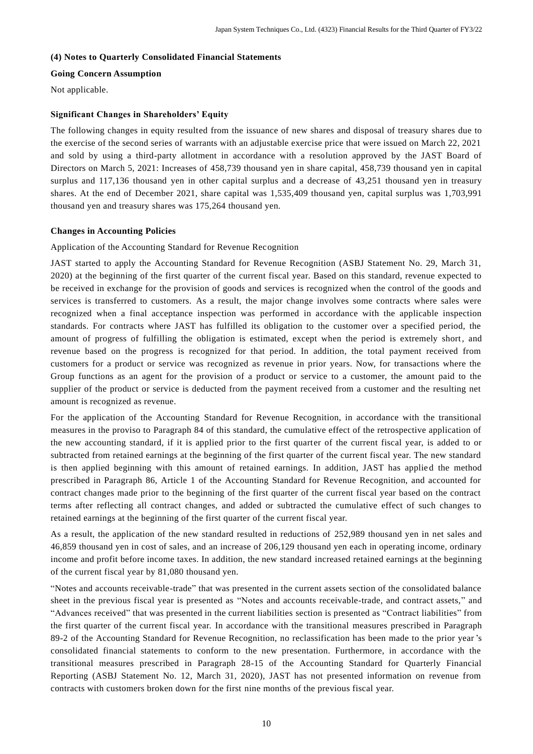### (4) Notes to Quarterly Consolidated Financial Statements

**Going Concern Assumption**

Not applicable.

**Significant Changes in Shareholders' Equity**

The following changes in equity resulted from the issuance of new shares and disposal of treasury shares due to the exercise of the second series of warrants with an adjustable exercise price that were issued on March 22, 2021 and sold by using a third-party allotment in accordance with a resolution approved by the JAST Board of Directors on March 5, 2021: Increases of 458,739 thousand yen in share capital, 458,739 thousand yen in capital surplus and 117,136 thousand yen in other capital surplus and a decrease of 43,251 thousand yen in treasury shares. At the end of December 2021, share capital was 1,535,409 thousand yen, capital surplus was 1,703,991 thousand yen and treasury shares was 175,264 thousand yen.

**Changes in Accounting Policies**

Application of the Accounting Standard for Revenue Recognition

JAST started to apply the Accounting Standard for Revenue Recognition (ASBJ Statement No. 29, March 31, 2020) at the beginning of the first quarter of the current fiscal year. Based on this standard, revenue expected to be received in exchange for the provision of goods and services is recognized when the control of the goods and services is transferred to customers. As a result, the major change involves some contracts where sales were recognized when a final acceptance inspection was performed in accordance with the applicable inspection standards. For contracts where JAST has fulfilled its obligation to the customer over a specified period, the amount of progress of fulfilling the obligation is estimated, except when the period is extremely short, and revenue based on the progress is recognized for that period. In addition, the total payment received from customers for a product or service was recognized as revenue in prior years. Now, for transactions where the Group functions as an agent for the provision of a product or service to a customer, the amount paid to the supplier of the product or service is deducted from the payment received from a customer and the resulting net amount is recognized as revenue.

For the application of the Accounting Standard for Revenue Recognition, in accordance with the transitional measures in the proviso to Paragraph 84 of this standard, the cumulative effect of the retrospective application of the new accounting standard, if it is applied prior to the first quarter of the current fiscal year, is added to or subtracted from retained earnings at the beginning of the first quarter of the current fiscal year. The new standard is then applied beginning with this amount of retained earnings. In addition, JAST has applied the method prescribed in Paragraph 86, Article 1 of the Accounting Standard for Revenue Recognition, and accounted for contract changes made prior to the beginning of the first quarter of the current fiscal year based on the contract terms after reflecting all contract changes, and added or subtracted the cumulative effect of such changes to retained earnings at the beginning of the first quarter of the current fiscal year.

As a result, the application of the new standard resulted in reductions of 252,989 thousand yen in net sales and 46,859 thousand yen in cost of sales, and an increase of 206,129 thousand yen each in operating income, ordinary income and profit before income taxes. In addition, the new standard increased retained earnings at the beginning of the current fiscal year by 81,080 thousand yen.

"Notes and accounts receivable-trade" that was presented in the current assets section of the consolidated balance sheet in the previous fiscal year is presented as "Notes and accounts receivable-trade, and contract assets," and "Advances received" that was presented in the current liabilities section is presented as "Contract liabilities" from the first quarter of the current fiscal year. In accordance with the transitional measures prescribed in Paragraph 89-2 of the Accounting Standard for Revenue Recognition, no reclassification has been made to the prior year's consolidated financial statements to conform to the new presentation. Furthermore, in accordance with the transitional measures prescribed in Paragraph 28-15 of the Accounting Standard for Quarterly Financial Reporting (ASBJ Statement No. 12, March 31, 2020), JAST has not presented information on revenue from contracts with customers broken down for the first nine months of the previous fiscal year.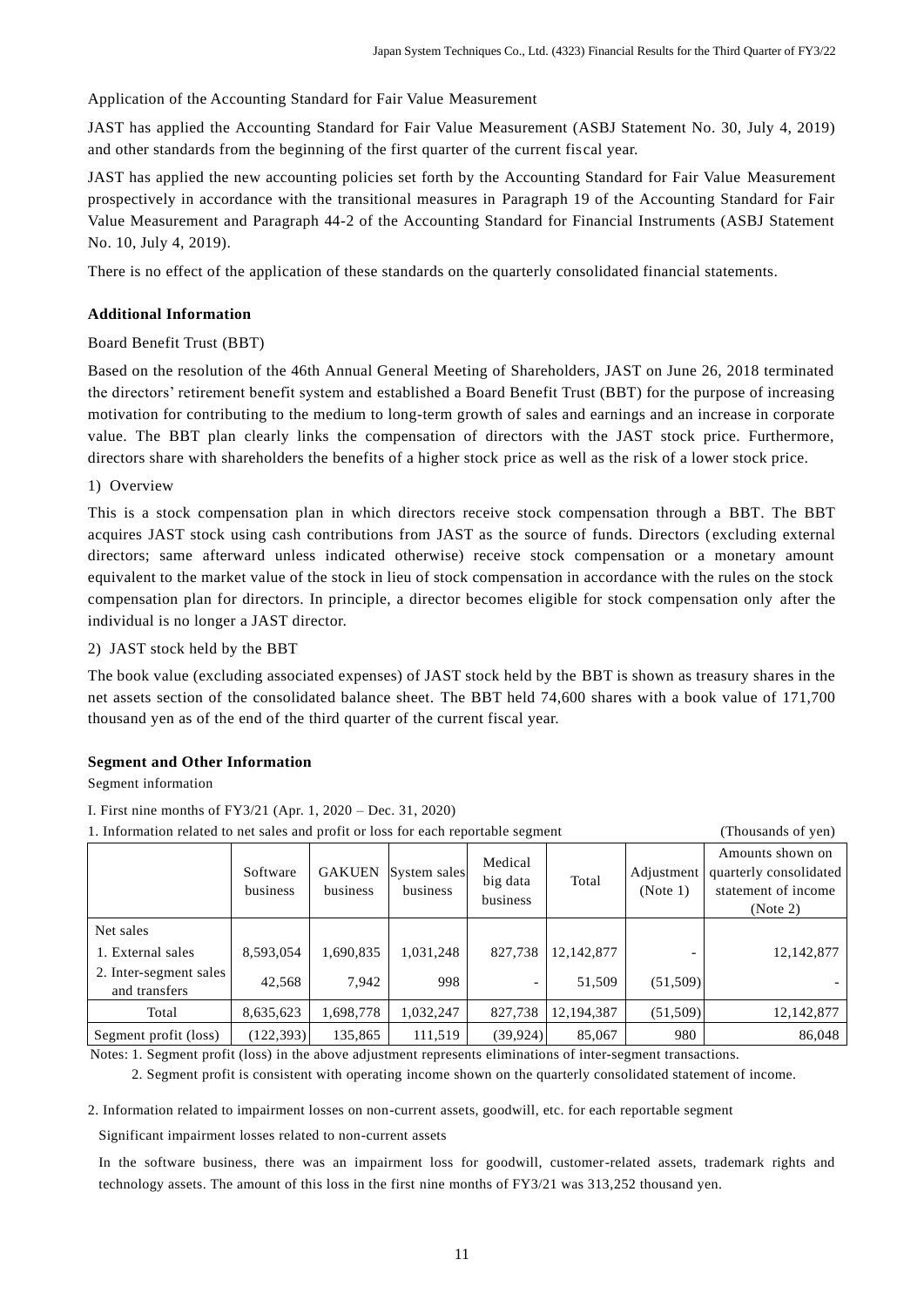Application of the Accounting Standard for Fair Value Measurement

JAST has applied the Accounting Standard for Fair Value Measurement (ASBJ Statement No. 30, July 4, 2019) and other standards from the beginning of the first quarter of the current fiscal year.

JAST has applied the new accounting policies set forth by the Accounting Standard for Fair Value Measurement prospectively in accordance with the transitional measures in Paragraph 19 of the Accounting Standard for Fair Value Measurement and Paragraph 44-2 of the Accounting Standard for Financial Instruments (ASBJ Statement No. 10, July 4, 2019).

There is no effect of the application of these standards on the quarterly consolidated financial statements.

**Additional Information**

Board Benefit Trust (BBT)

Based on the resolution of the 46th Annual General Meeting of Shareholders, JAST on June 26, 2018 terminated the directors' retirement benefit system and established a Board Benefit Trust (BBT) for the purpose of increasing motivation for contributing to the medium to long-term growth of sales and earnings and an increase in corporate value. The BBT plan clearly links the compensation of directors with the JAST stock price. Furthermore, directors share with shareholders the benefits of a higher stock price as well as the risk of a lower stock price.

1) Overview

This is a stock compensation plan in which directors receive stock compensation through a BBT. The BBT acquires JAST stock using cash contributions from JAST as the source of funds. Directors (excluding external directors; same afterward unless indicated otherwise) receive stock compensation or a monetary amount equivalent to the market value of the stock in lieu of stock compensation in accordance with the rules on the stock compensation plan for directors. In principle, a director becomes eligible for stock compensation only after the individual is no longer a JAST director.

2) JAST stock held by the BBT

The book value (excluding associated expenses) of JAST stock held by the BBT is shown as treasury shares in the net assets section of the consolidated balance sheet. The BBT held 74,600 shares with a book value of 171,700 thousand yen as of the end of the third quarter of the current fiscal year.

**Segment and Other Information**

Segment information

I. First nine months of FY3/21 (Apr. 1, 2020 – Dec. 31, 2020)

1. Information related to net sales and profit or loss for each reportable segment (Thousands of yen)

| | Software business | GAKUEN business | System sales business | Medical big data business | Total | Adjustment (Note 1) | Amounts shown on quarterly consolidated statement of income (Note 2) |
|---|---|---|---|---|---|---|---|
| Net sales | | | | | | | |
| 1. External sales | 8,593,054 | 1,690,835 | 1,031,248 | 827,738 | 12,142,877 | - | 12,142,877 |
| 2. Inter-segment sales and transfers | 42,568 | 7,942 | 998 | - | 51,509 | (51,509) | - |
| Total | 8,635,623 | 1,698,778 | 1,032,247 | 827,738 | 12,194,387 | (51,509) | 12,142,877 |
| Segment profit (loss) | (122,393) | 135,865 | 111,519 | (39,924) | 85,067 | 980 | 86,048 |

Notes: 1. Segment profit (loss) in the above adjustment represents eliminations of inter-segment transactions.

2. Segment profit is consistent with operating income shown on the quarterly consolidated statement of income.

2. Information related to impairment losses on non-current assets, goodwill, etc. for each reportable segment

Significant impairment losses related to non-current assets

In the software business, there was an impairment loss for goodwill, customer-related assets, trademark rights and technology assets. The amount of this loss in the first nine months of FY3/21 was 313,252 thousand yen.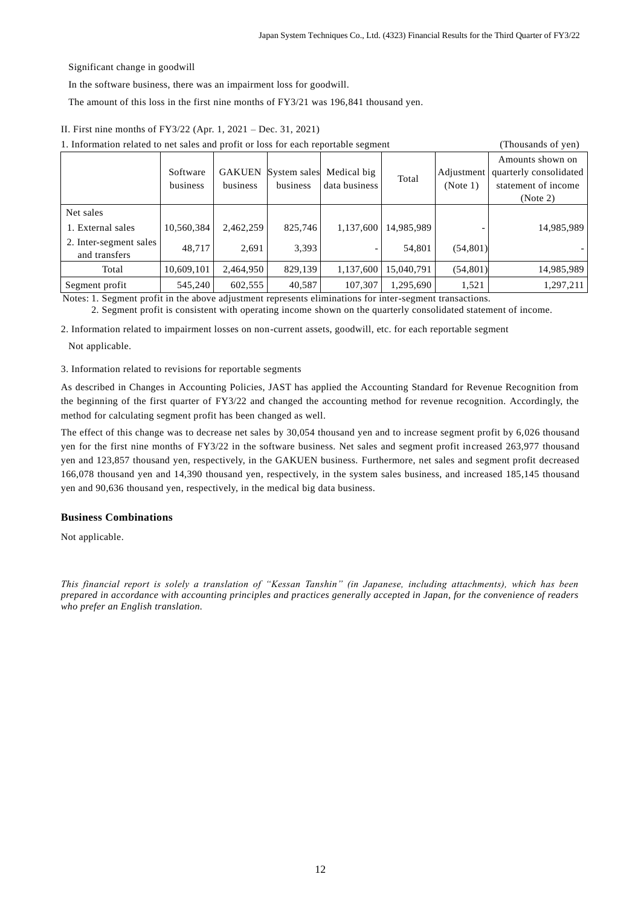Significant change in goodwill

In the software business, there was an impairment loss for goodwill.

The amount of this loss in the first nine months of FY3/21 was 196,841 thousand yen.

II. First nine months of FY3/22 (Apr. 1, 2021 – Dec. 31, 2021)

1. Information related to net sales and profit or loss for each reportable segment (Thousands of yen)

| | Software business | GAKUEN business | System sales business | Medical big data business | Total | Adjustment (Note 1) | Amounts shown on quarterly consolidated statement of income (Note 2) |
|---|---|---|---|---|---|---|---|
| Net sales | | | | | | | |
| 1. External sales | 10,560,384 | 2,462,259 | 825,746 | 1,137,600 | 14,985,989 | - | 14,985,989 |
| 2. Inter-segment sales and transfers | 48,717 | 2,691 | 3,393 | - | 54,801 | (54,801) | - |
| Total | 10,609,101 | 2,464,950 | 829,139 | 1,137,600 | 15,040,791 | (54,801) | 14,985,989 |
| Segment profit | 545,240 | 602,555 | 40,587 | 107,307 | 1,295,690 | 1,521 | 1,297,211 |

Notes: 1. Segment profit in the above adjustment represents eliminations for inter-segment transactions.

2. Segment profit is consistent with operating income shown on the quarterly consolidated statement of income.

2. Information related to impairment losses on non-current assets, goodwill, etc. for each reportable segment

Not applicable.

3. Information related to revisions for reportable segments

As described in Changes in Accounting Policies, JAST has applied the Accounting Standard for Revenue Recognition from the beginning of the first quarter of FY3/22 and changed the accounting method for revenue recognition. Accordingly, the method for calculating segment profit has been changed as well.

The effect of this change was to decrease net sales by 30,054 thousand yen and to increase segment profit by 6,026 thousand yen for the first nine months of FY3/22 in the software business. Net sales and segment profit increased 263,977 thousand yen and 123,857 thousand yen, respectively, in the GAKUEN business. Furthermore, net sales and segment profit decreased 166,078 thousand yen and 14,390 thousand yen, respectively, in the system sales business, and increased 185,145 thousand yen and 90,636 thousand yen, respectively, in the medical big data business.

**Business Combinations**

Not applicable.

*This financial report is solely a translation of "Kessan Tanshin" (in Japanese, including attachments), which has been prepared in accordance with accounting principles and practices generally accepted in Japan, for the convenience of readers who prefer an English translation.*